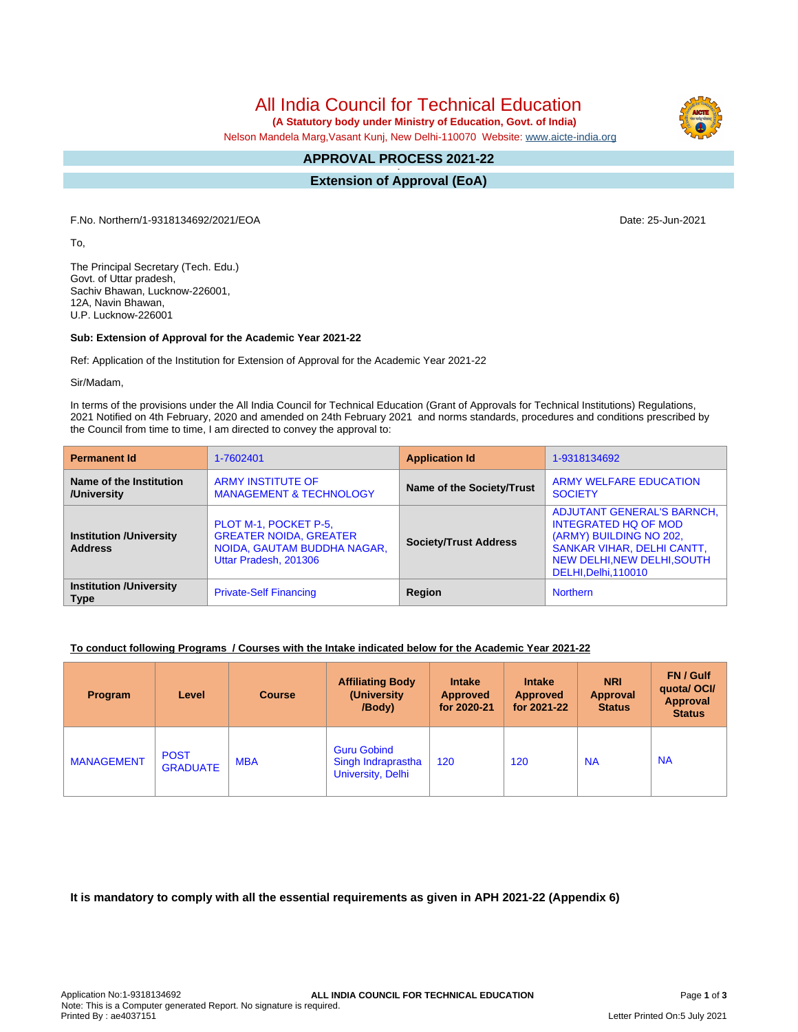# All India Council for Technical Education

**(A Statutory body under Ministry of Education, Govt. of India)**

Nelson Mandela Marg,Vasant Kunj, New Delhi-110070 Website: www.aicte-india.org

## APPROVAL PROCESS 2021-22

## Extension of Approval (EoA)

F.No. Northern/1-9318134692/2021/EOA

Date: 25-Jun-2021

To,

The Principal Secretary (Tech. Edu.)
Govt. of Uttar pradesh,
Sachiv Bhawan, Lucknow-226001,
12A, Navin Bhawan,
U.P. Lucknow-226001

**Sub: Extension of Approval for the Academic Year 2021-22**

Ref: Application of the Institution for Extension of Approval for the Academic Year 2021-22

Sir/Madam,

In terms of the provisions under the All India Council for Technical Education (Grant of Approvals for Technical Institutions) Regulations, 2021 Notified on 4th February, 2020 and amended on 24th February 2021 and norms standards, procedures and conditions prescribed by the Council from time to time, I am directed to convey the approval to:

| **Permanent Id** | 1-7602401 | **Application Id** | 1-9318134692 |
|---|---|---|---|
| **Name of the Institution /University** | ARMY INSTITUTE OF MANAGEMENT & TECHNOLOGY | **Name of the Society/Trust** | ARMY WELFARE EDUCATION SOCIETY |
| **Institution /University Address** | PLOT M-1, POCKET P-5, GREATER NOIDA, GREATER NOIDA, GAUTAM BUDDHA NAGAR, Uttar Pradesh, 201306 | **Society/Trust Address** | ADJUTANT GENERAL'S BARNCH, INTEGRATED HQ OF MOD (ARMY) BUILDING NO 202, SANKAR VIHAR, DELHI CANTT, NEW DELHI,NEW DELHI,SOUTH DELHI,Delhi,110010 |
| **Institution /University Type** | Private-Self Financing | **Region** | Northern |

**To conduct following Programs / Courses with the Intake indicated below for the Academic Year 2021-22**

| Program | Level | Course | Affiliating Body (University /Body) | Intake Approved for 2020-21 | Intake Approved for 2021-22 | NRI Approval Status | FN / Gulf quota/ OCI/ Approval Status |
|---|---|---|---|---|---|---|---|
| MANAGEMENT | POST GRADUATE | MBA | Guru Gobind Singh Indraprastha University, Delhi | 120 | 120 | NA | NA |

**It is mandatory to comply with all the essential requirements as given in APH 2021-22 (Appendix 6)**

Application No:1-9318134692
Note: This is a Computer generated Report. No signature is required.
Printed By : ae4037151

Letter Printed On:5 July 2021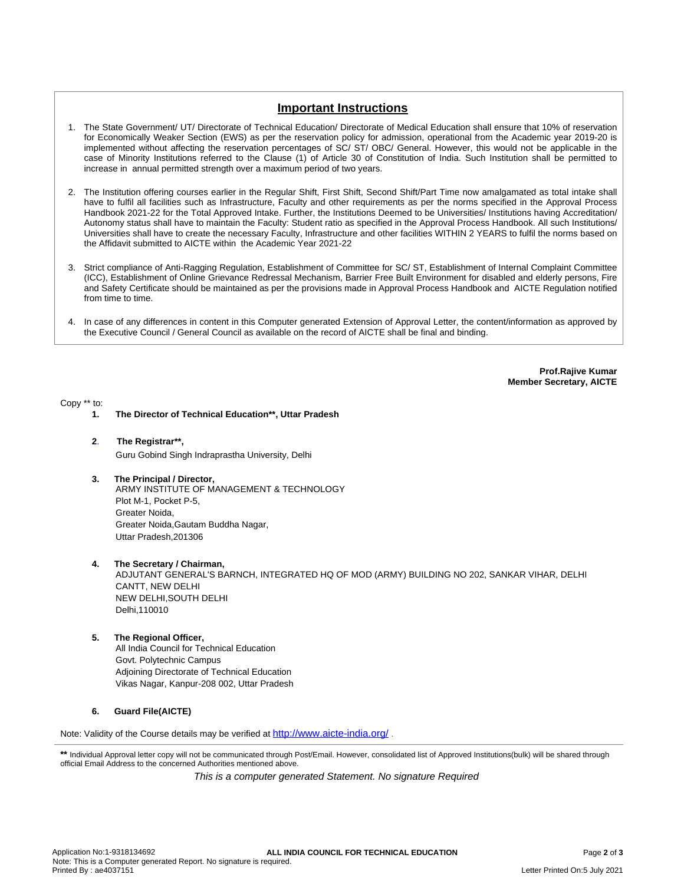## Important Instructions

1. The State Government/ UT/ Directorate of Technical Education/ Directorate of Medical Education shall ensure that 10% of reservation for Economically Weaker Section (EWS) as per the reservation policy for admission, operational from the Academic year 2019-20 is implemented without affecting the reservation percentages of SC/ ST/ OBC/ General. However, this would not be applicable in the case of Minority Institutions referred to the Clause (1) of Article 30 of Constitution of India. Such Institution shall be permitted to increase in annual permitted strength over a maximum period of two years.

2. The Institution offering courses earlier in the Regular Shift, First Shift, Second Shift/Part Time now amalgamated as total intake shall have to fulfil all facilities such as Infrastructure, Faculty and other requirements as per the norms specified in the Approval Process Handbook 2021-22 for the Total Approved Intake. Further, the Institutions Deemed to be Universities/ Institutions having Accreditation/ Autonomy status shall have to maintain the Faculty: Student ratio as specified in the Approval Process Handbook. All such Institutions/ Universities shall have to create the necessary Faculty, Infrastructure and other facilities WITHIN 2 YEARS to fulfil the norms based on the Affidavit submitted to AICTE within the Academic Year 2021-22

3. Strict compliance of Anti-Ragging Regulation, Establishment of Committee for SC/ ST, Establishment of Internal Complaint Committee (ICC), Establishment of Online Grievance Redressal Mechanism, Barrier Free Built Environment for disabled and elderly persons, Fire and Safety Certificate should be maintained as per the provisions made in Approval Process Handbook and AICTE Regulation notified from time to time.

4. In case of any differences in content in this Computer generated Extension of Approval Letter, the content/information as approved by the Executive Council / General Council as available on the record of AICTE shall be final and binding.

**Prof.Rajive Kumar**
**Member Secretary, AICTE**

Copy ** to:

1. **The Director of Technical Education**, Uttar Pradesh**

2. **The Registrar**,**
Guru Gobind Singh Indraprastha University, Delhi

3. **The Principal / Director,**
ARMY INSTITUTE OF MANAGEMENT & TECHNOLOGY
Plot M-1, Pocket P-5,
Greater Noida,
Greater Noida,Gautam Buddha Nagar,
Uttar Pradesh,201306

4. **The Secretary / Chairman,**
ADJUTANT GENERAL'S BARNCH, INTEGRATED HQ OF MOD (ARMY) BUILDING NO 202, SANKAR VIHAR, DELHI CANTT, NEW DELHI
NEW DELHI,SOUTH DELHI
Delhi,110010

5. **The Regional Officer,**
All India Council for Technical Education
Govt. Polytechnic Campus
Adjoining Directorate of Technical Education
Vikas Nagar, Kanpur-208 002, Uttar Pradesh

6. **Guard File(AICTE)**

Note: Validity of the Course details may be verified at http://www.aicte-india.org/ .

**\*\*** Individual Approval letter copy will not be communicated through Post/Email. However, consolidated list of Approved Institutions(bulk) will be shared through official Email Address to the concerned Authorities mentioned above.

*This is a computer generated Statement. No signature Required*

Application No:1-9318134692
Note: This is a Computer generated Report. No signature is required.
Printed By : ae4037151

Letter Printed On:5 July 2021